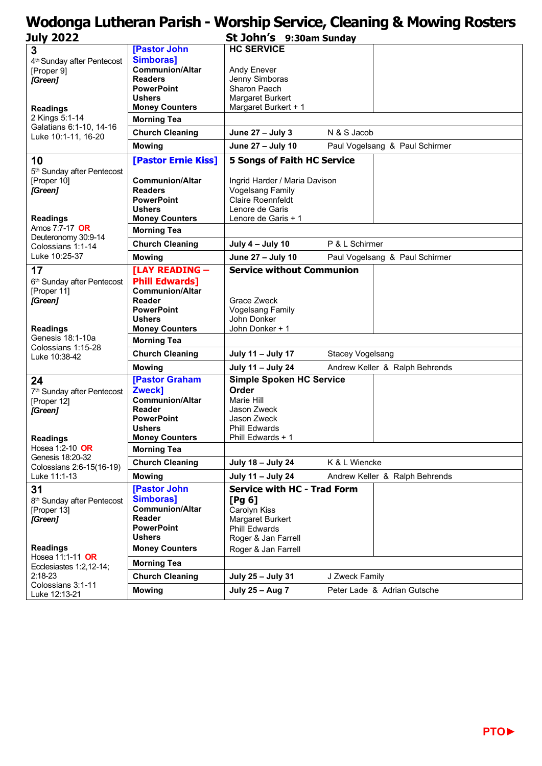# Wodonga Lutheran Parish - Worship Service, Cleaning & Mowing Rosters

**July 2022** — **St John's 9:30am Sunday**

| Date | Role | Assignment | |
|---|---|---|---|
| **3**<br>4th Sunday after Pentecost<br>[Proper 9]<br>***[Green]***<br><br>**Readings**<br>2 Kings 5:1-14<br>Galatians 6:1-10, 14-16<br>Luke 10:1-11, 16-20 | **[Pastor John Simboras]**<br>**Communion/Altar**<br>**Readers**<br>**PowerPoint**<br>**Ushers**<br>**Money Counters** | **HC SERVICE**<br><br>Andy Enever<br>Jenny Simboras<br>Sharon Paech<br>Margaret Burkert<br>Margaret Burkert + 1 | |
| | **Morning Tea** | | |
| | **Church Cleaning** | **June 27 – July 3** | N & S Jacob |
| | **Mowing** | **June 27 – July 10** | Paul Vogelsang & Paul Schirmer |
| **10**<br>5th Sunday after Pentecost<br>[Proper 10]<br>***[Green]***<br><br>**Readings**<br>Amos 7:7-17 **OR**<br>Deuteronomy 30:9-14<br>Colossians 1:1-14<br>Luke 10:25-37 | **[Pastor Ernie Kiss]**<br><br>**Communion/Altar**<br>**Readers**<br>**PowerPoint**<br>**Ushers**<br>**Money Counters** | **5 Songs of Faith HC Service**<br><br>Ingrid Harder / Maria Davison<br>Vogelsang Family<br>Claire Roennfeldt<br>Lenore de Garis<br>Lenore de Garis + 1 | |
| | **Morning Tea** | | |
| | **Church Cleaning** | **July 4 – July 10** | P & L Schirmer |
| | **Mowing** | **June 27 – July 10** | Paul Vogelsang & Paul Schirmer |
| **17**<br>6th Sunday after Pentecost<br>[Proper 11]<br>***[Green]***<br><br>**Readings**<br>Genesis 18:1-10a<br>Colossians 1:15-28<br>Luke 10:38-42 | **[LAY READING – Phill Edwards]**<br>**Communion/Altar**<br>**Reader**<br>**PowerPoint**<br>**Ushers**<br>**Money Counters** | **Service without Communion**<br><br><br>Grace Zweck<br>Vogelsang Family<br>John Donker<br>John Donker + 1 | |
| | **Morning Tea** | | |
| | **Church Cleaning** | **July 11 – July 17** | Stacey Vogelsang |
| | **Mowing** | **July 11 – July 24** | Andrew Keller & Ralph Behrends |
| **24**<br>7th Sunday after Pentecost<br>[Proper 12]<br>***[Green]***<br><br>**Readings**<br>Hosea 1:2-10 **OR**<br>Genesis 18:20-32<br>Colossians 2:6-15(16-19)<br>Luke 11:1-13 | **[Pastor Graham Zweck]**<br>**Communion/Altar**<br>**Reader**<br>**PowerPoint**<br>**Ushers**<br>**Money Counters** | **Simple Spoken HC Service Order**<br>Marie Hill<br>Jason Zweck<br>Jason Zweck<br>Phill Edwards<br>Phill Edwards + 1 | |
| | **Morning Tea** | | |
| | **Church Cleaning** | **July 18 – July 24** | K & L Wiencke |
| | **Mowing** | **July 11 – July 24** | Andrew Keller & Ralph Behrends |
| **31**<br>8th Sunday after Pentecost<br>[Proper 13]<br>***[Green]***<br><br>**Readings**<br>Hosea 11:1-11 **OR**<br>Ecclesiastes 1:2,12-14; 2:18-23<br>Colossians 3:1-11<br>Luke 12:13-21 | **[Pastor John Simboras]**<br>**Communion/Altar**<br>**Reader**<br>**PowerPoint**<br>**Ushers**<br>**Money Counters** | **Service with HC - Trad Form [Pg 6]**<br>Carolyn Kiss<br>Margaret Burkert<br>Phill Edwards<br>Roger & Jan Farrell<br>Roger & Jan Farrell | |
| | **Morning Tea** | | |
| | **Church Cleaning** | **July 25 – July 31** | J Zweck Family |
| | **Mowing** | **July 25 – Aug 7** | Peter Lade & Adrian Gutsche |

**PTO►**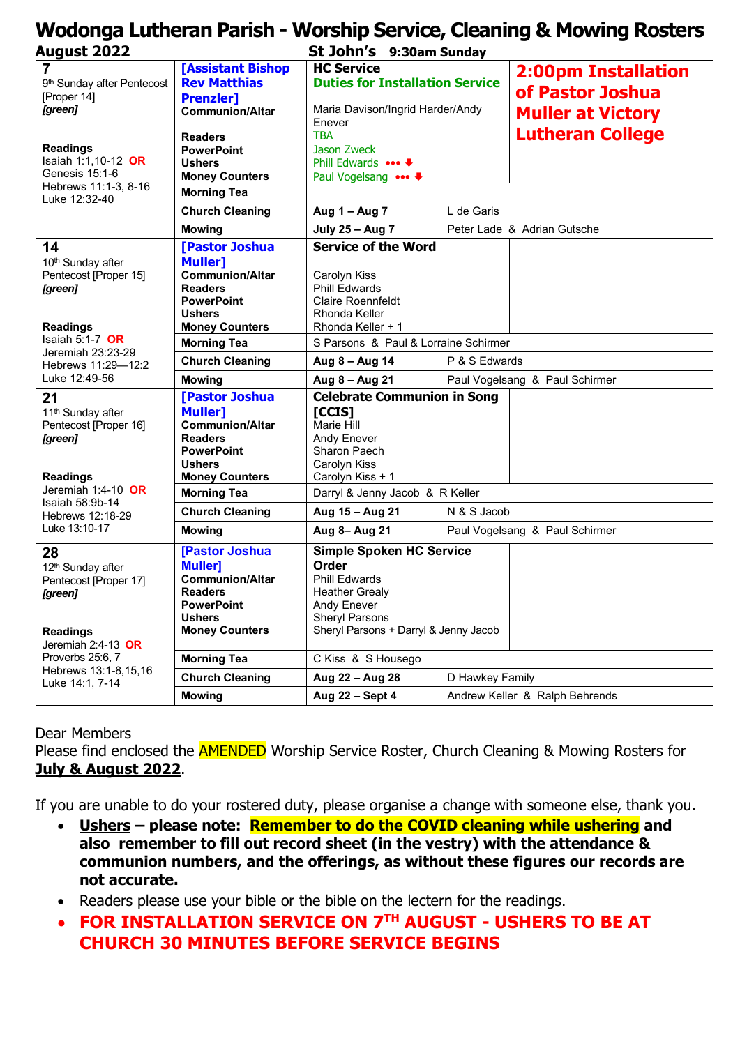# Wodonga Lutheran Parish - Worship Service, Cleaning & Mowing Rosters

**August 2022** **St John's 9:30am Sunday**

| | | | |
|---|---|---|---|
| **7**<br>9th Sunday after Pentecost [Proper 14]<br>*[green]*<br><br>**Readings**<br>Isaiah 1:1,10-12 **OR** Genesis 15:1-6<br>Hebrews 11:1-3, 8-16<br>Luke 12:32-40 | **[Assistant Bishop Rev Matthias Prenzler]**<br>**Communion/Altar**<br><br>**Readers**<br>**PowerPoint**<br>**Ushers**<br>**Money Counters** | **HC Service**<br>**Duties for Installation Service**<br><br>Maria Davison/Ingrid Harder/Andy Enever<br>TBA<br>Jason Zweck<br>Phill Edwards ••• ⬇<br>Paul Vogelsang ••• ⬇ | **2:00pm Installation of Pastor Joshua Muller at Victory Lutheran College** |
| | **Morning Tea** | | |
| | **Church Cleaning** | **Aug 1 – Aug 7** L de Garis | |
| | **Mowing** | **July 25 – Aug 7** Peter Lade & Adrian Gutsche | |
| **14**<br>10th Sunday after Pentecost [Proper 15]<br>*[green]*<br><br>**Readings**<br>Isaiah 5:1-7 **OR** Jeremiah 23:23-29<br>Hebrews 11:29—12:2<br>Luke 12:49-56 | **[Pastor Joshua Muller]**<br>**Communion/Altar**<br>**Readers**<br>**PowerPoint**<br>**Ushers**<br>**Money Counters** | **Service of the Word**<br><br>Carolyn Kiss<br>Phill Edwards<br>Claire Roennfeldt<br>Rhonda Keller<br>Rhonda Keller + 1 | |
| | **Morning Tea** | S Parsons & Paul & Lorraine Schirmer | |
| | **Church Cleaning** | **Aug 8 – Aug 14** P & S Edwards | |
| | **Mowing** | **Aug 8 – Aug 21** Paul Vogelsang & Paul Schirmer | |
| **21**<br>11th Sunday after Pentecost [Proper 16]<br>*[green]*<br><br>**Readings**<br>Jeremiah 1:4-10 **OR** Isaiah 58:9b-14<br>Hebrews 12:18-29<br>Luke 13:10-17 | **[Pastor Joshua Muller]**<br>**Communion/Altar**<br>**Readers**<br>**PowerPoint**<br>**Ushers**<br>**Money Counters** | **Celebrate Communion in Song [CCIS]**<br>Marie Hill<br>Andy Enever<br>Sharon Paech<br>Carolyn Kiss<br>Carolyn Kiss + 1 | |
| | **Morning Tea** | Darryl & Jenny Jacob & R Keller | |
| | **Church Cleaning** | **Aug 15 – Aug 21** N & S Jacob | |
| | **Mowing** | **Aug 8– Aug 21** Paul Vogelsang & Paul Schirmer | |
| **28**<br>12th Sunday after Pentecost [Proper 17]<br>*[green]*<br><br>**Readings**<br>Jeremiah 2:4-13 **OR** Proverbs 25:6, 7<br>Hebrews 13:1-8,15,16<br>Luke 14:1, 7-14 | **[Pastor Joshua Muller]**<br>**Communion/Altar**<br>**Readers**<br>**PowerPoint**<br>**Ushers**<br>**Money Counters** | **Simple Spoken HC Service Order**<br>Phill Edwards<br>Heather Grealy<br>Andy Enever<br>Sheryl Parsons<br>Sheryl Parsons + Darryl & Jenny Jacob | |
| | **Morning Tea** | C Kiss & S Housego | |
| | **Church Cleaning** | **Aug 22 – Aug 28** D Hawkey Family | |
| | **Mowing** | **Aug 22 – Sept 4** Andrew Keller & Ralph Behrends | |

Dear Members

Please find enclosed the AMENDED Worship Service Roster, Church Cleaning & Mowing Rosters for **July & August 2022**.

If you are unable to do your rostered duty, please organise a change with someone else, thank you.

- **Ushers – please note: Remember to do the COVID cleaning while ushering and also remember to fill out record sheet (in the vestry) with the attendance & communion numbers, and the offerings, as without these figures our records are not accurate.**
- Readers please use your bible or the bible on the lectern for the readings.
- **FOR INSTALLATION SERVICE ON 7TH AUGUST - USHERS TO BE AT CHURCH 30 MINUTES BEFORE SERVICE BEGINS**